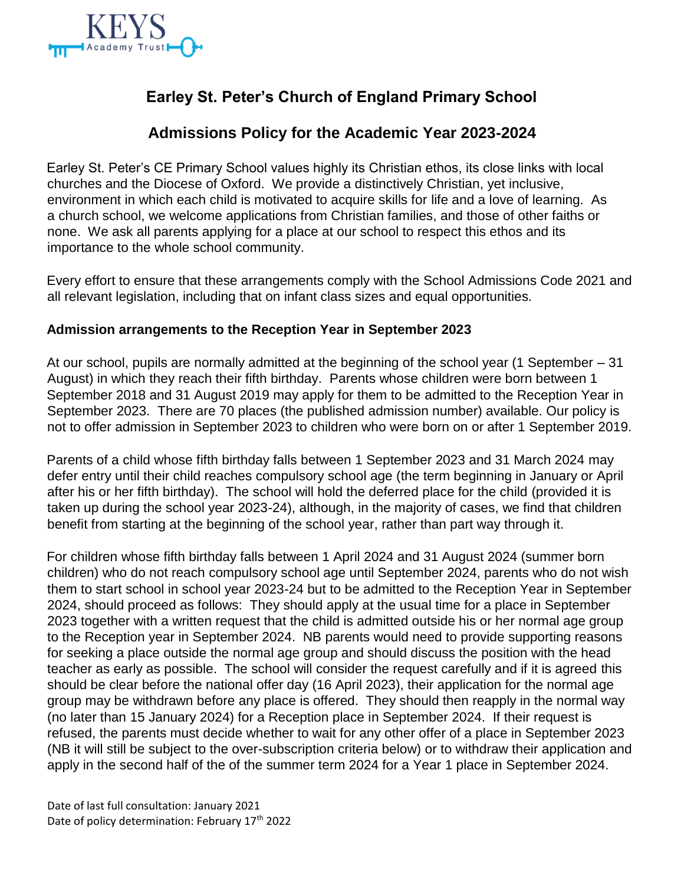KEYS Academy Trust

# Earley St. Peter's Church of England Primary School

## Admissions Policy for the Academic Year 2023-2024

Earley St. Peter's CE Primary School values highly its Christian ethos, its close links with local churches and the Diocese of Oxford. We provide a distinctively Christian, yet inclusive, environment in which each child is motivated to acquire skills for life and a love of learning. As a church school, we welcome applications from Christian families, and those of other faiths or none. We ask all parents applying for a place at our school to respect this ethos and its importance to the whole school community.

Every effort to ensure that these arrangements comply with the School Admissions Code 2021 and all relevant legislation, including that on infant class sizes and equal opportunities.

**Admission arrangements to the Reception Year in September 2023**

At our school, pupils are normally admitted at the beginning of the school year (1 September – 31 August) in which they reach their fifth birthday. Parents whose children were born between 1 September 2018 and 31 August 2019 may apply for them to be admitted to the Reception Year in September 2023. There are 70 places (the published admission number) available. Our policy is not to offer admission in September 2023 to children who were born on or after 1 September 2019.

Parents of a child whose fifth birthday falls between 1 September 2023 and 31 March 2024 may defer entry until their child reaches compulsory school age (the term beginning in January or April after his or her fifth birthday). The school will hold the deferred place for the child (provided it is taken up during the school year 2023-24), although, in the majority of cases, we find that children benefit from starting at the beginning of the school year, rather than part way through it.

For children whose fifth birthday falls between 1 April 2024 and 31 August 2024 (summer born children) who do not reach compulsory school age until September 2024, parents who do not wish them to start school in school year 2023-24 but to be admitted to the Reception Year in September 2024, should proceed as follows: They should apply at the usual time for a place in September 2023 together with a written request that the child is admitted outside his or her normal age group to the Reception year in September 2024. NB parents would need to provide supporting reasons for seeking a place outside the normal age group and should discuss the position with the head teacher as early as possible. The school will consider the request carefully and if it is agreed this should be clear before the national offer day (16 April 2023), their application for the normal age group may be withdrawn before any place is offered. They should then reapply in the normal way (no later than 15 January 2024) for a Reception place in September 2024. If their request is refused, the parents must decide whether to wait for any other offer of a place in September 2023 (NB it will still be subject to the over-subscription criteria below) or to withdraw their application and apply in the second half of the of the summer term 2024 for a Year 1 place in September 2024.

Date of last full consultation: January 2021
Date of policy determination: February 17th 2022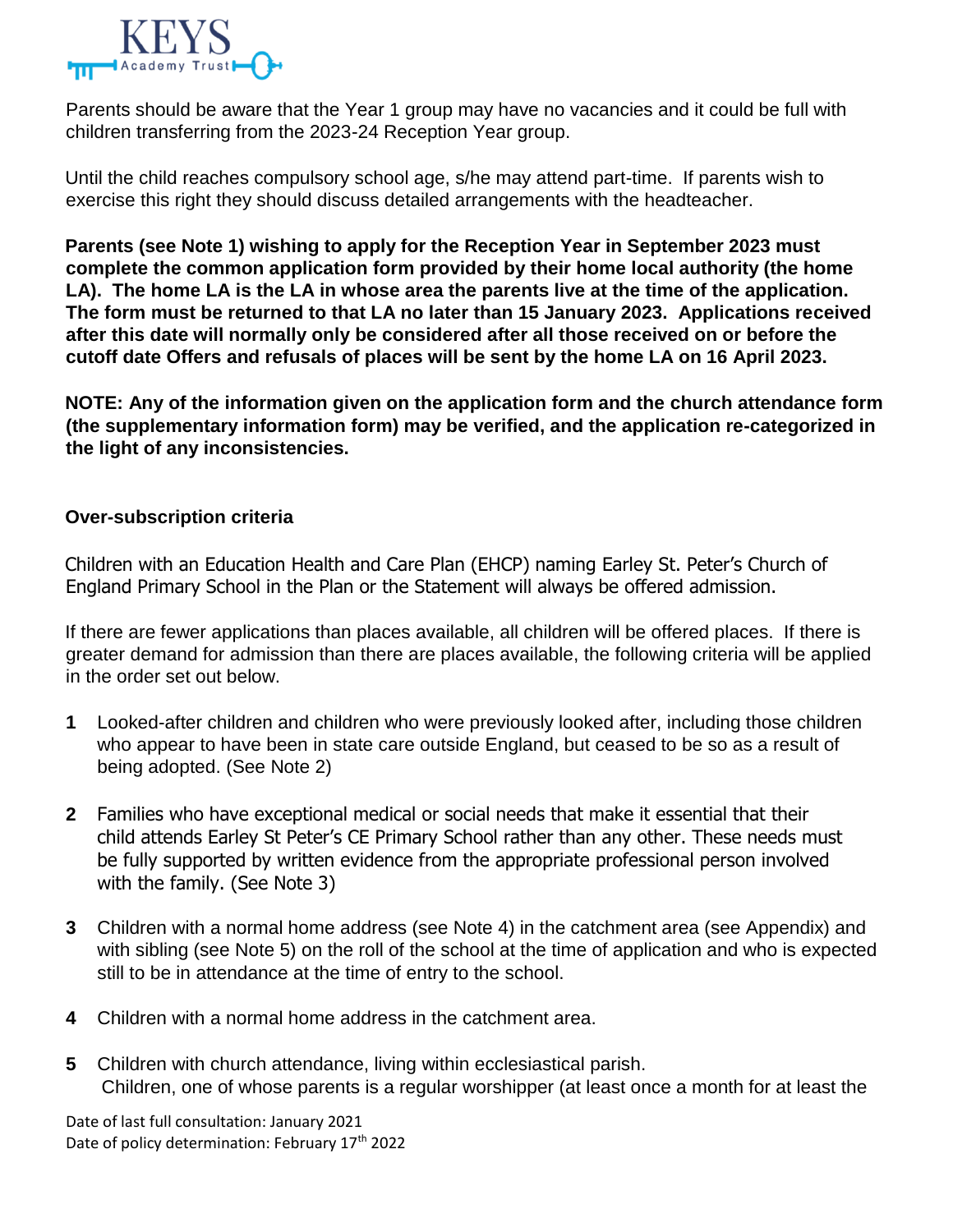Parents should be aware that the Year 1 group may have no vacancies and it could be full with children transferring from the 2023-24 Reception Year group.

Until the child reaches compulsory school age, s/he may attend part-time. If parents wish to exercise this right they should discuss detailed arrangements with the headteacher.

**Parents (see Note 1) wishing to apply for the Reception Year in September 2023 must complete the common application form provided by their home local authority (the home LA). The home LA is the LA in whose area the parents live at the time of the application. The form must be returned to that LA no later than 15 January 2023. Applications received after this date will normally only be considered after all those received on or before the cutoff date Offers and refusals of places will be sent by the home LA on 16 April 2023.**

**NOTE: Any of the information given on the application form and the church attendance form (the supplementary information form) may be verified, and the application re-categorized in the light of any inconsistencies.**

**Over-subscription criteria**

Children with an Education Health and Care Plan (EHCP) naming Earley St. Peter's Church of England Primary School in the Plan or the Statement will always be offered admission.

If there are fewer applications than places available, all children will be offered places. If there is greater demand for admission than there are places available, the following criteria will be applied in the order set out below.

**1** Looked-after children and children who were previously looked after, including those children who appear to have been in state care outside England, but ceased to be so as a result of being adopted. (See Note 2)

**2** Families who have exceptional medical or social needs that make it essential that their child attends Earley St Peter's CE Primary School rather than any other. These needs must be fully supported by written evidence from the appropriate professional person involved with the family. (See Note 3)

**3** Children with a normal home address (see Note 4) in the catchment area (see Appendix) and with sibling (see Note 5) on the roll of the school at the time of application and who is expected still to be in attendance at the time of entry to the school.

**4** Children with a normal home address in the catchment area.

**5** Children with church attendance, living within ecclesiastical parish.
Children, one of whose parents is a regular worshipper (at least once a month for at least the

Date of last full consultation: January 2021
Date of policy determination: February 17th 2022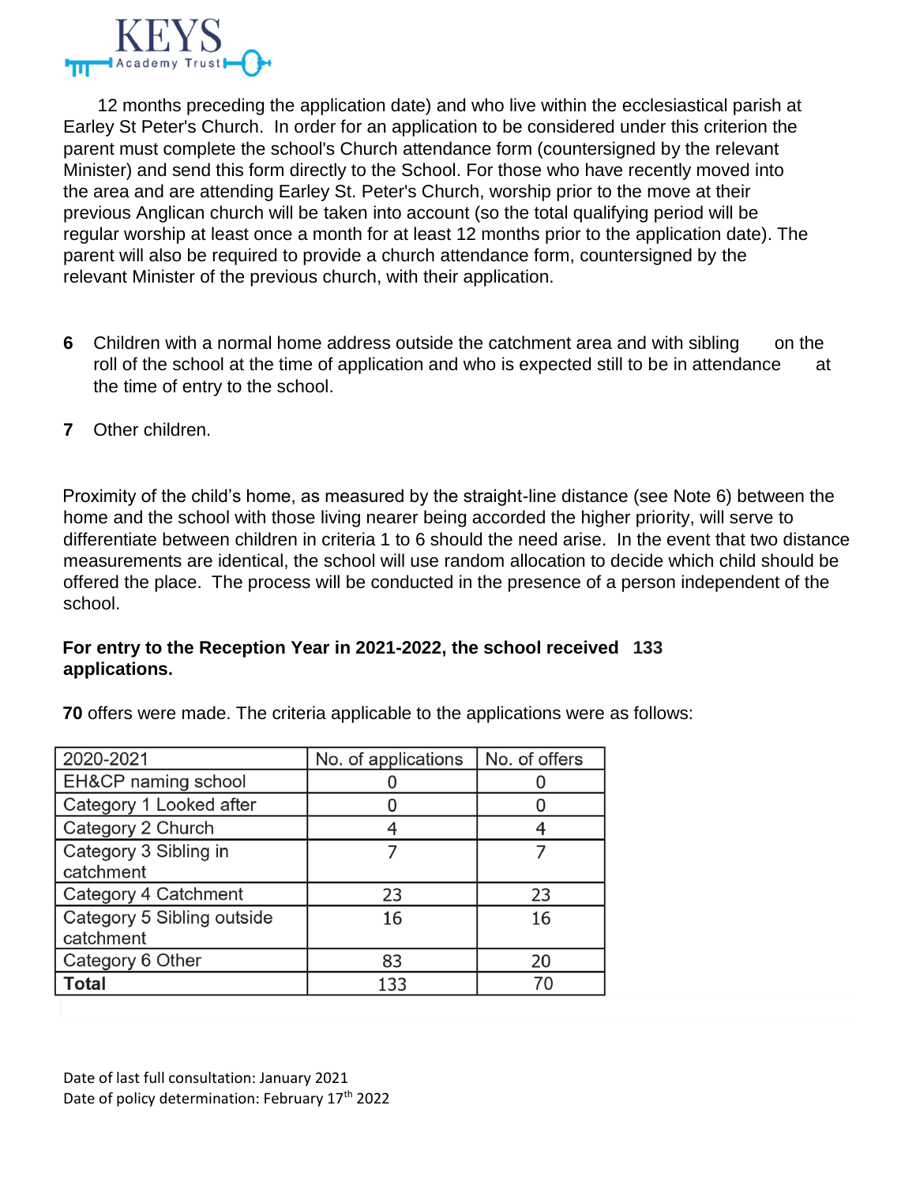12 months preceding the application date) and who live within the ecclesiastical parish at Earley St Peter's Church. In order for an application to be considered under this criterion the parent must complete the school's Church attendance form (countersigned by the relevant Minister) and send this form directly to the School. For those who have recently moved into the area and are attending Earley St. Peter's Church, worship prior to the move at their previous Anglican church will be taken into account (so the total qualifying period will be regular worship at least once a month for at least 12 months prior to the application date). The parent will also be required to provide a church attendance form, countersigned by the relevant Minister of the previous church, with their application.

**6** Children with a normal home address outside the catchment area and with sibling on the roll of the school at the time of application and who is expected still to be in attendance at the time of entry to the school.

**7** Other children.

Proximity of the child's home, as measured by the straight-line distance (see Note 6) between the home and the school with those living nearer being accorded the higher priority, will serve to differentiate between children in criteria 1 to 6 should the need arise. In the event that two distance measurements are identical, the school will use random allocation to decide which child should be offered the place. The process will be conducted in the presence of a person independent of the school.

**For entry to the Reception Year in 2021-2022, the school received 133 applications.**

**70** offers were made. The criteria applicable to the applications were as follows:

| 2020-2021 | No. of applications | No. of offers |
|---|---|---|
| EH&CP naming school | 0 | 0 |
| Category 1 Looked after | 0 | 0 |
| Category 2 Church | 4 | 4 |
| Category 3 Sibling in catchment | 7 | 7 |
| Category 4 Catchment | 23 | 23 |
| Category 5 Sibling outside catchment | 16 | 16 |
| Category 6 Other | 83 | 20 |
| **Total** | 133 | 70 |

Date of last full consultation: January 2021
Date of policy determination: February 17th 2022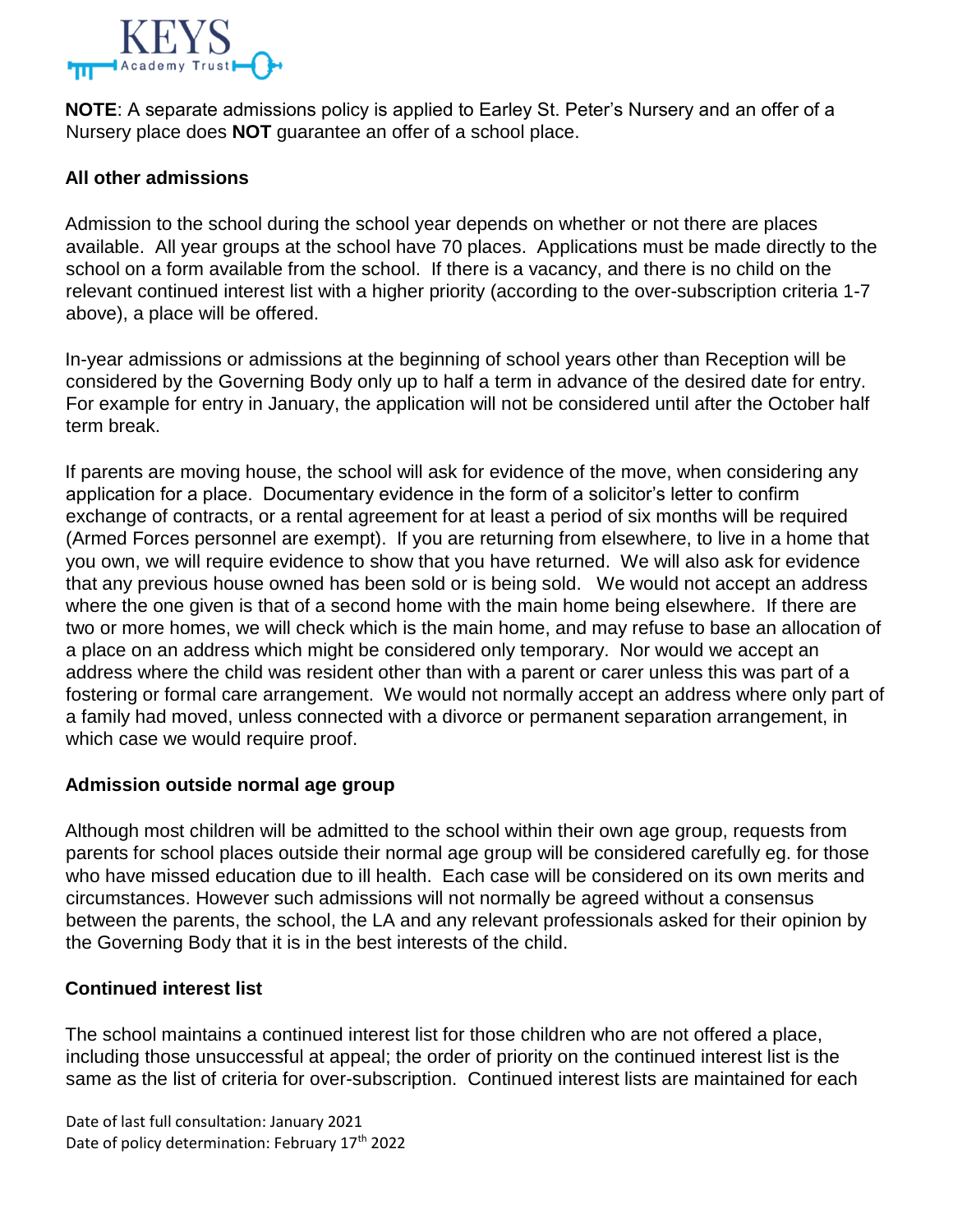**NOTE**: A separate admissions policy is applied to Earley St. Peter's Nursery and an offer of a Nursery place does **NOT** guarantee an offer of a school place.

### All other admissions

Admission to the school during the school year depends on whether or not there are places available. All year groups at the school have 70 places. Applications must be made directly to the school on a form available from the school. If there is a vacancy, and there is no child on the relevant continued interest list with a higher priority (according to the over-subscription criteria 1-7 above), a place will be offered.

In-year admissions or admissions at the beginning of school years other than Reception will be considered by the Governing Body only up to half a term in advance of the desired date for entry. For example for entry in January, the application will not be considered until after the October half term break.

If parents are moving house, the school will ask for evidence of the move, when considering any application for a place. Documentary evidence in the form of a solicitor's letter to confirm exchange of contracts, or a rental agreement for at least a period of six months will be required (Armed Forces personnel are exempt). If you are returning from elsewhere, to live in a home that you own, we will require evidence to show that you have returned. We will also ask for evidence that any previous house owned has been sold or is being sold. We would not accept an address where the one given is that of a second home with the main home being elsewhere. If there are two or more homes, we will check which is the main home, and may refuse to base an allocation of a place on an address which might be considered only temporary. Nor would we accept an address where the child was resident other than with a parent or carer unless this was part of a fostering or formal care arrangement. We would not normally accept an address where only part of a family had moved, unless connected with a divorce or permanent separation arrangement, in which case we would require proof.

### Admission outside normal age group

Although most children will be admitted to the school within their own age group, requests from parents for school places outside their normal age group will be considered carefully eg. for those who have missed education due to ill health. Each case will be considered on its own merits and circumstances. However such admissions will not normally be agreed without a consensus between the parents, the school, the LA and any relevant professionals asked for their opinion by the Governing Body that it is in the best interests of the child.

### Continued interest list

The school maintains a continued interest list for those children who are not offered a place, including those unsuccessful at appeal; the order of priority on the continued interest list is the same as the list of criteria for over-subscription. Continued interest lists are maintained for each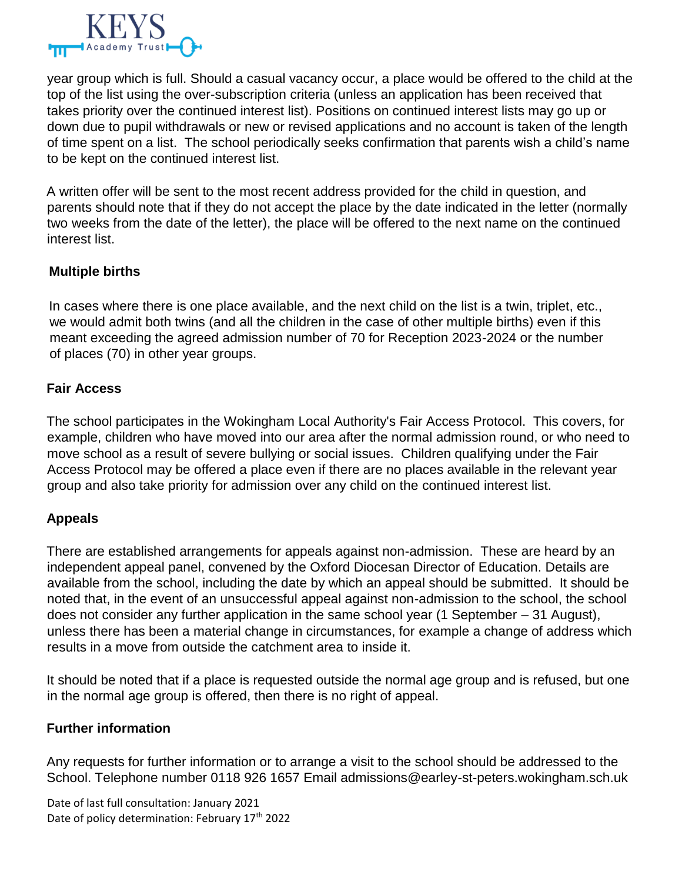year group which is full. Should a casual vacancy occur, a place would be offered to the child at the top of the list using the over-subscription criteria (unless an application has been received that takes priority over the continued interest list). Positions on continued interest lists may go up or down due to pupil withdrawals or new or revised applications and no account is taken of the length of time spent on a list. The school periodically seeks confirmation that parents wish a child's name to be kept on the continued interest list.

A written offer will be sent to the most recent address provided for the child in question, and parents should note that if they do not accept the place by the date indicated in the letter (normally two weeks from the date of the letter), the place will be offered to the next name on the continued interest list.

**Multiple births**

In cases where there is one place available, and the next child on the list is a twin, triplet, etc., we would admit both twins (and all the children in the case of other multiple births) even if this meant exceeding the agreed admission number of 70 for Reception 2023-2024 or the number of places (70) in other year groups.

**Fair Access**

The school participates in the Wokingham Local Authority's Fair Access Protocol. This covers, for example, children who have moved into our area after the normal admission round, or who need to move school as a result of severe bullying or social issues. Children qualifying under the Fair Access Protocol may be offered a place even if there are no places available in the relevant year group and also take priority for admission over any child on the continued interest list.

**Appeals**

There are established arrangements for appeals against non-admission. These are heard by an independent appeal panel, convened by the Oxford Diocesan Director of Education. Details are available from the school, including the date by which an appeal should be submitted. It should be noted that, in the event of an unsuccessful appeal against non-admission to the school, the school does not consider any further application in the same school year (1 September – 31 August), unless there has been a material change in circumstances, for example a change of address which results in a move from outside the catchment area to inside it.

It should be noted that if a place is requested outside the normal age group and is refused, but one in the normal age group is offered, then there is no right of appeal.

**Further information**

Any requests for further information or to arrange a visit to the school should be addressed to the School. Telephone number 0118 926 1657 Email admissions@earley-st-peters.wokingham.sch.uk

Date of last full consultation: January 2021
Date of policy determination: February 17th 2022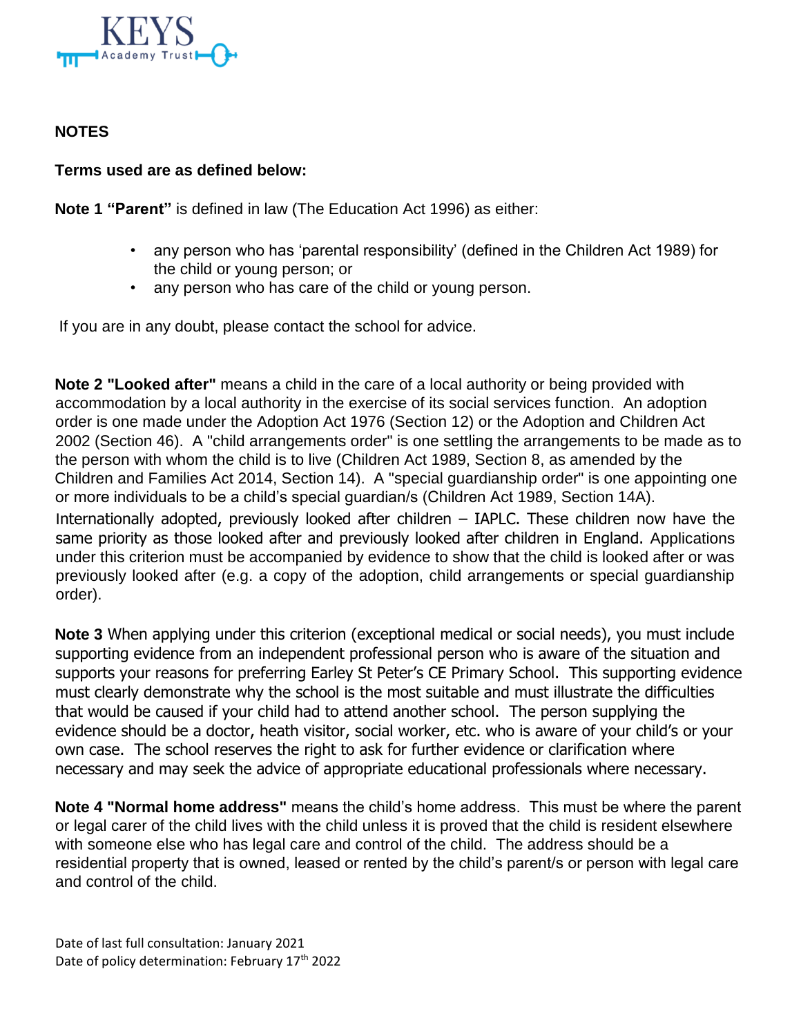## NOTES

**Terms used are as defined below:**

**Note 1 "Parent"** is defined in law (The Education Act 1996) as either:

- any person who has 'parental responsibility' (defined in the Children Act 1989) for the child or young person; or
- any person who has care of the child or young person.

If you are in any doubt, please contact the school for advice.

**Note 2 "Looked after"** means a child in the care of a local authority or being provided with accommodation by a local authority in the exercise of its social services function. An adoption order is one made under the Adoption Act 1976 (Section 12) or the Adoption and Children Act 2002 (Section 46). A "child arrangements order" is one settling the arrangements to be made as to the person with whom the child is to live (Children Act 1989, Section 8, as amended by the Children and Families Act 2014, Section 14). A "special guardianship order" is one appointing one or more individuals to be a child's special guardian/s (Children Act 1989, Section 14A). Internationally adopted, previously looked after children – IAPLC. These children now have the same priority as those looked after and previously looked after children in England. Applications under this criterion must be accompanied by evidence to show that the child is looked after or was previously looked after (e.g. a copy of the adoption, child arrangements or special guardianship order).

**Note 3** When applying under this criterion (exceptional medical or social needs), you must include supporting evidence from an independent professional person who is aware of the situation and supports your reasons for preferring Earley St Peter's CE Primary School. This supporting evidence must clearly demonstrate why the school is the most suitable and must illustrate the difficulties that would be caused if your child had to attend another school. The person supplying the evidence should be a doctor, heath visitor, social worker, etc. who is aware of your child's or your own case. The school reserves the right to ask for further evidence or clarification where necessary and may seek the advice of appropriate educational professionals where necessary.

**Note 4 "Normal home address"** means the child's home address. This must be where the parent or legal carer of the child lives with the child unless it is proved that the child is resident elsewhere with someone else who has legal care and control of the child. The address should be a residential property that is owned, leased or rented by the child's parent/s or person with legal care and control of the child.

Date of last full consultation: January 2021
Date of policy determination: February 17th 2022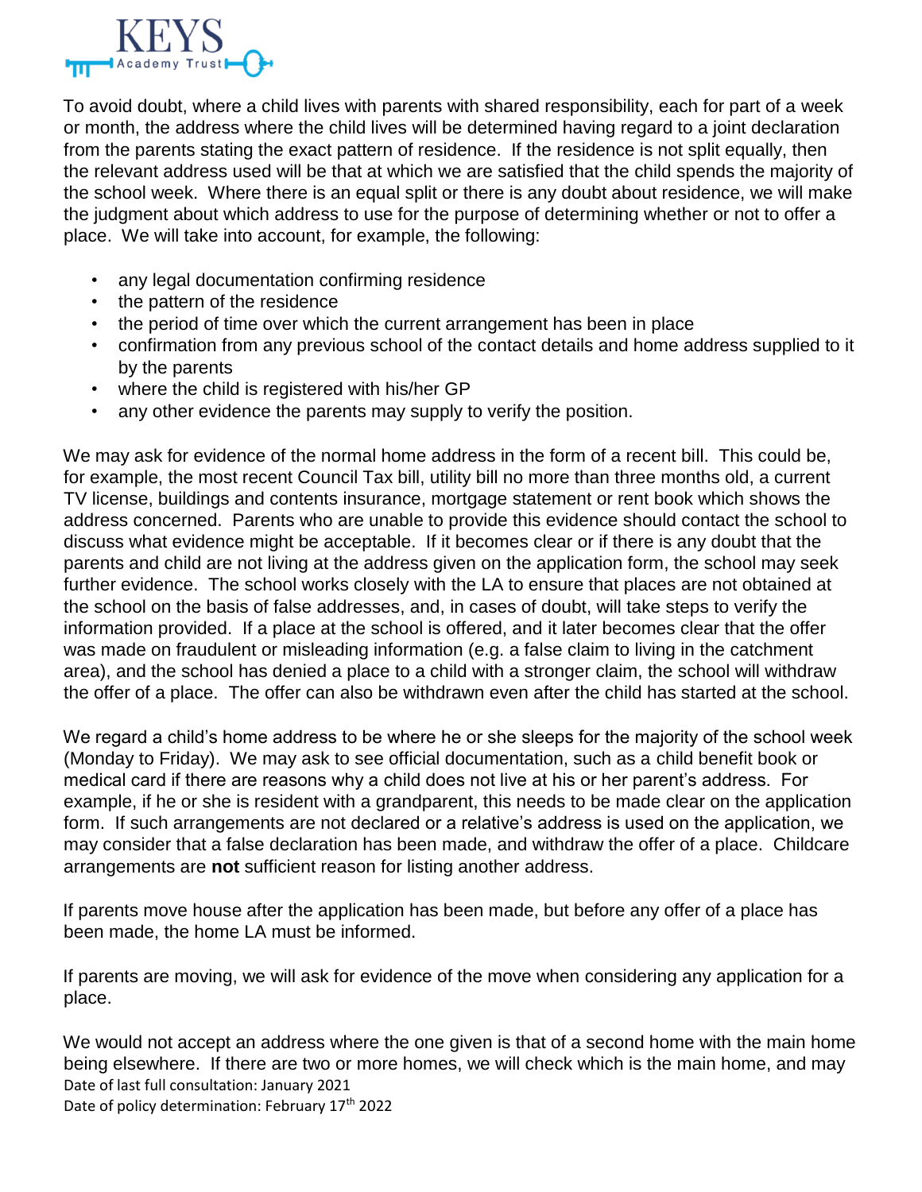To avoid doubt, where a child lives with parents with shared responsibility, each for part of a week or month, the address where the child lives will be determined having regard to a joint declaration from the parents stating the exact pattern of residence. If the residence is not split equally, then the relevant address used will be that at which we are satisfied that the child spends the majority of the school week. Where there is an equal split or there is any doubt about residence, we will make the judgment about which address to use for the purpose of determining whether or not to offer a place. We will take into account, for example, the following:

- any legal documentation confirming residence
- the pattern of the residence
- the period of time over which the current arrangement has been in place
- confirmation from any previous school of the contact details and home address supplied to it by the parents
- where the child is registered with his/her GP
- any other evidence the parents may supply to verify the position.

We may ask for evidence of the normal home address in the form of a recent bill. This could be, for example, the most recent Council Tax bill, utility bill no more than three months old, a current TV license, buildings and contents insurance, mortgage statement or rent book which shows the address concerned. Parents who are unable to provide this evidence should contact the school to discuss what evidence might be acceptable. If it becomes clear or if there is any doubt that the parents and child are not living at the address given on the application form, the school may seek further evidence. The school works closely with the LA to ensure that places are not obtained at the school on the basis of false addresses, and, in cases of doubt, will take steps to verify the information provided. If a place at the school is offered, and it later becomes clear that the offer was made on fraudulent or misleading information (e.g. a false claim to living in the catchment area), and the school has denied a place to a child with a stronger claim, the school will withdraw the offer of a place. The offer can also be withdrawn even after the child has started at the school.

We regard a child's home address to be where he or she sleeps for the majority of the school week (Monday to Friday). We may ask to see official documentation, such as a child benefit book or medical card if there are reasons why a child does not live at his or her parent's address. For example, if he or she is resident with a grandparent, this needs to be made clear on the application form. If such arrangements are not declared or a relative's address is used on the application, we may consider that a false declaration has been made, and withdraw the offer of a place. Childcare arrangements are **not** sufficient reason for listing another address.

If parents move house after the application has been made, but before any offer of a place has been made, the home LA must be informed.

If parents are moving, we will ask for evidence of the move when considering any application for a place.

We would not accept an address where the one given is that of a second home with the main home being elsewhere. If there are two or more homes, we will check which is the main home, and may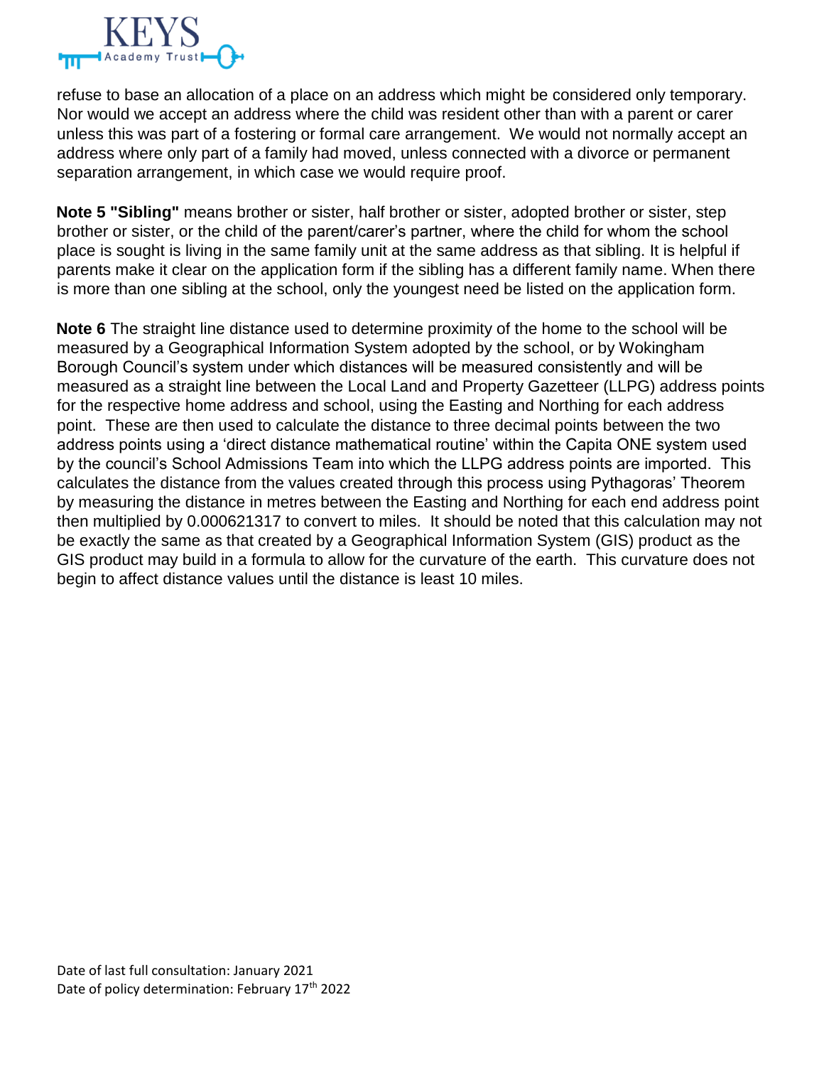refuse to base an allocation of a place on an address which might be considered only temporary. Nor would we accept an address where the child was resident other than with a parent or carer unless this was part of a fostering or formal care arrangement. We would not normally accept an address where only part of a family had moved, unless connected with a divorce or permanent separation arrangement, in which case we would require proof.

**Note 5 "Sibling"** means brother or sister, half brother or sister, adopted brother or sister, step brother or sister, or the child of the parent/carer's partner, where the child for whom the school place is sought is living in the same family unit at the same address as that sibling. It is helpful if parents make it clear on the application form if the sibling has a different family name. When there is more than one sibling at the school, only the youngest need be listed on the application form.

**Note 6** The straight line distance used to determine proximity of the home to the school will be measured by a Geographical Information System adopted by the school, or by Wokingham Borough Council's system under which distances will be measured consistently and will be measured as a straight line between the Local Land and Property Gazetteer (LLPG) address points for the respective home address and school, using the Easting and Northing for each address point. These are then used to calculate the distance to three decimal points between the two address points using a 'direct distance mathematical routine' within the Capita ONE system used by the council's School Admissions Team into which the LLPG address points are imported. This calculates the distance from the values created through this process using Pythagoras' Theorem by measuring the distance in metres between the Easting and Northing for each end address point then multiplied by 0.000621317 to convert to miles. It should be noted that this calculation may not be exactly the same as that created by a Geographical Information System (GIS) product as the GIS product may build in a formula to allow for the curvature of the earth. This curvature does not begin to affect distance values until the distance is least 10 miles.

Date of last full consultation: January 2021
Date of policy determination: February 17th 2022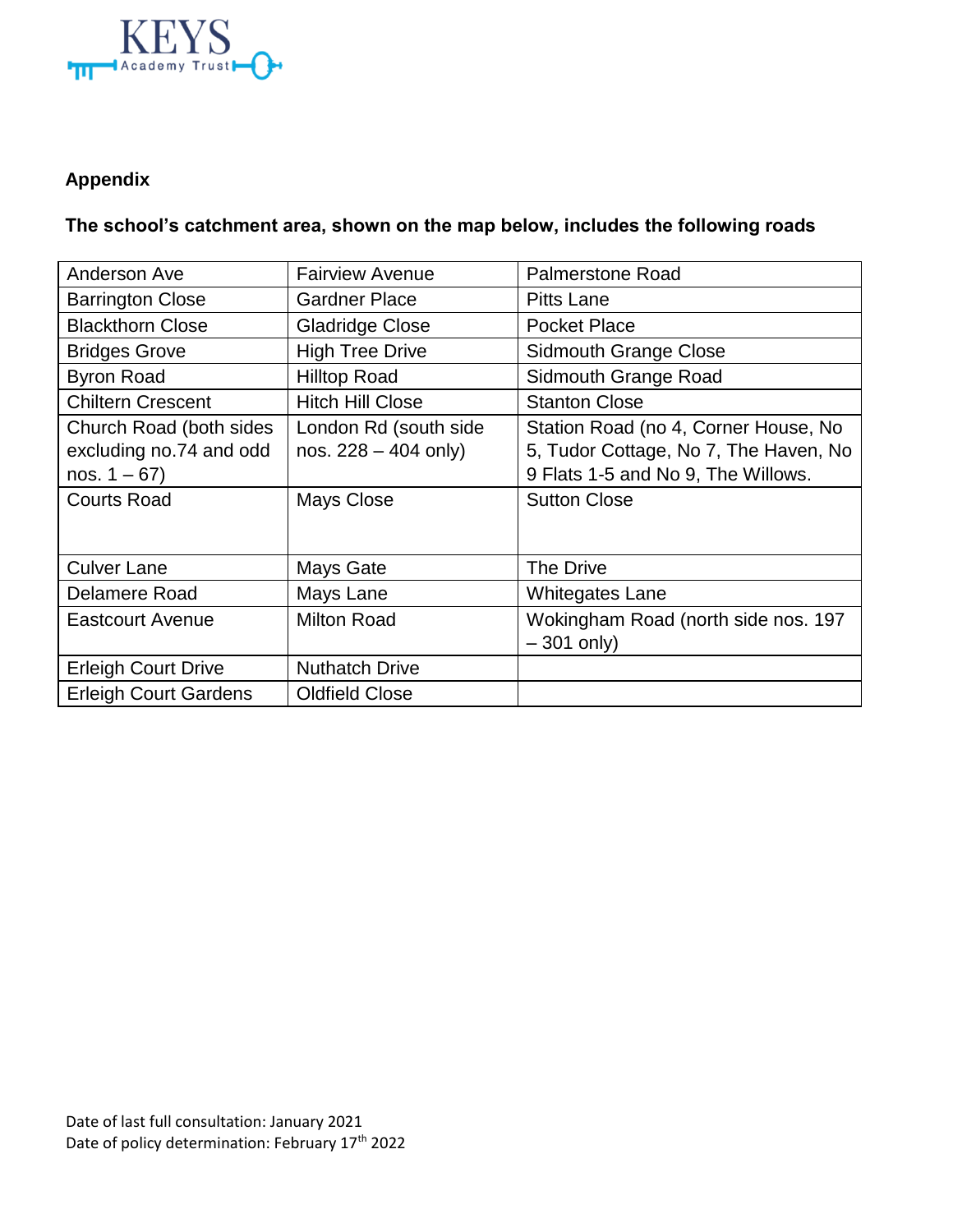**Appendix**

**The school's catchment area, shown on the map below, includes the following roads**

| | | |
|---|---|---|
| Anderson Ave | Fairview Avenue | Palmerstone Road |
| Barrington Close | Gardner Place | Pitts Lane |
| Blackthorn Close | Gladridge Close | Pocket Place |
| Bridges Grove | High Tree Drive | Sidmouth Grange Close |
| Byron Road | Hilltop Road | Sidmouth Grange Road |
| Chiltern Crescent | Hitch Hill Close | Stanton Close |
| Church Road (both sides excluding no.74 and odd nos. 1 – 67) | London Rd (south side nos. 228 – 404 only) | Station Road (no 4, Corner House, No 5, Tudor Cottage, No 7, The Haven, No 9 Flats 1-5 and No 9, The Willows. |
| Courts Road | Mays Close | Sutton Close |
| Culver Lane | Mays Gate | The Drive |
| Delamere Road | Mays Lane | Whitegates Lane |
| Eastcourt Avenue | Milton Road | Wokingham Road (north side nos. 197 – 301 only) |
| Erleigh Court Drive | Nuthatch Drive | |
| Erleigh Court Gardens | Oldfield Close | |

Date of last full consultation: January 2021
Date of policy determination: February 17th 2022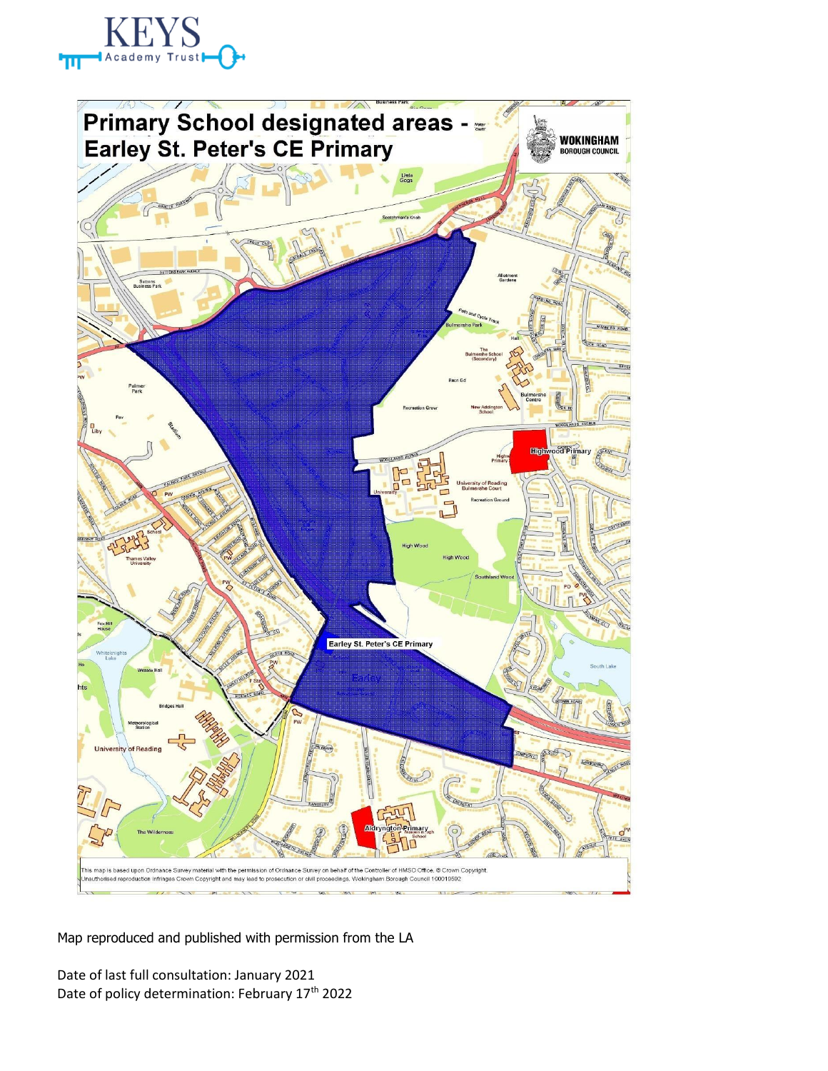KEYS Academy Trust

Map reproduced and published with permission from the LA

Date of last full consultation: January 2021
Date of policy determination: February 17th 2022